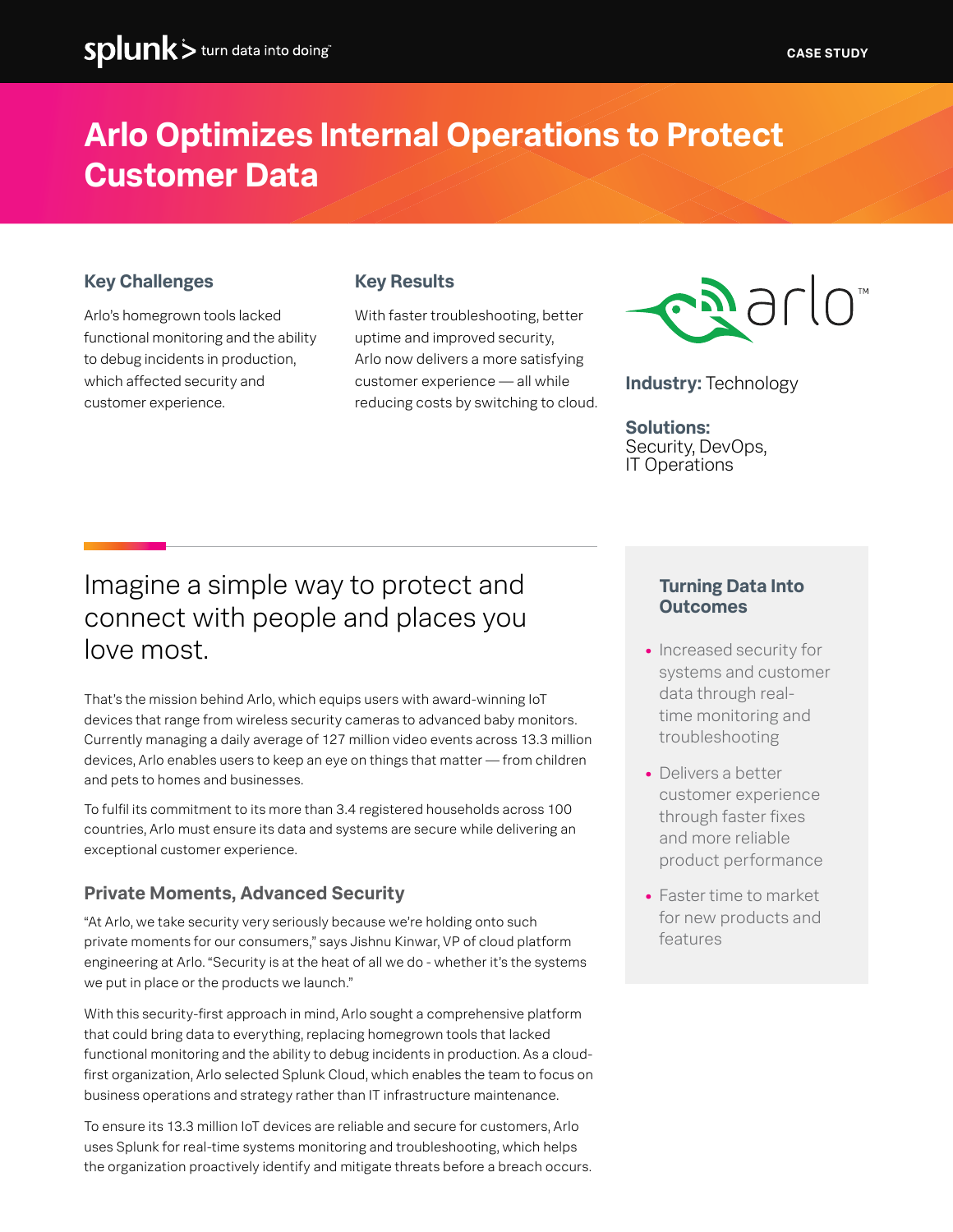splunk> turn data into doing™

CASE STUDY

# Arlo Optimizes Internal Operations to Protect Customer Data

### Key Challenges

Arlo's homegrown tools lacked functional monitoring and the ability to debug incidents in production, which affected security and customer experience.

### Key Results

With faster troubleshooting, better uptime and improved security, Arlo now delivers a more satisfying customer experience — all while reducing costs by switching to cloud.

arlo™

**Industry:** Technology

**Solutions:**
Security, DevOps, IT Operations

## Imagine a simple way to protect and connect with people and places you love most.

That's the mission behind Arlo, which equips users with award-winning IoT devices that range from wireless security cameras to advanced baby monitors. Currently managing a daily average of 127 million video events across 13.3 million devices, Arlo enables users to keep an eye on things that matter — from children and pets to homes and businesses.

To fulfil its commitment to its more than 3.4 registered households across 100 countries, Arlo must ensure its data and systems are secure while delivering an exceptional customer experience.

### Private Moments, Advanced Security

"At Arlo, we take security very seriously because we're holding onto such private moments for our consumers," says Jishnu Kinwar, VP of cloud platform engineering at Arlo. "Security is at the heat of all we do - whether it's the systems we put in place or the products we launch."

With this security-first approach in mind, Arlo sought a comprehensive platform that could bring data to everything, replacing homegrown tools that lacked functional monitoring and the ability to debug incidents in production. As a cloud-first organization, Arlo selected Splunk Cloud, which enables the team to focus on business operations and strategy rather than IT infrastructure maintenance.

To ensure its 13.3 million IoT devices are reliable and secure for customers, Arlo uses Splunk for real-time systems monitoring and troubleshooting, which helps the organization proactively identify and mitigate threats before a breach occurs.

### Turning Data Into Outcomes

- Increased security for systems and customer data through real-time monitoring and troubleshooting
- Delivers a better customer experience through faster fixes and more reliable product performance
- Faster time to market for new products and features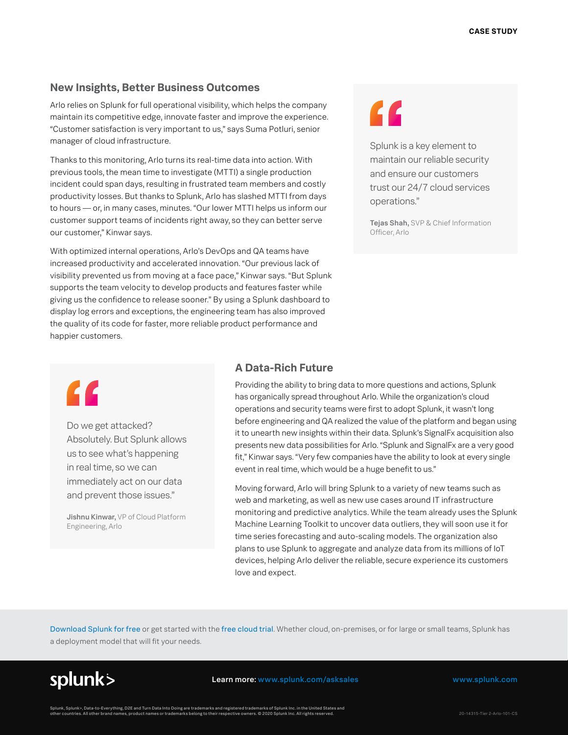## New Insights, Better Business Outcomes

Arlo relies on Splunk for full operational visibility, which helps the company maintain its competitive edge, innovate faster and improve the experience. "Customer satisfaction is very important to us," says Suma Potluri, senior manager of cloud infrastructure.

Thanks to this monitoring, Arlo turns its real-time data into action. With previous tools, the mean time to investigate (MTTI) a single production incident could span days, resulting in frustrated team members and costly productivity losses. But thanks to Splunk, Arlo has slashed MTTI from days to hours — or, in many cases, minutes. "Our lower MTTI helps us inform our customer support teams of incidents right away, so they can better serve our customer," Kinwar says.

With optimized internal operations, Arlo's DevOps and QA teams have increased productivity and accelerated innovation. "Our previous lack of visibility prevented us from moving at a face pace," Kinwar says. "But Splunk supports the team velocity to develop products and features faster while giving us the confidence to release sooner." By using a Splunk dashboard to display log errors and exceptions, the engineering team has also improved the quality of its code for faster, more reliable product performance and happier customers.

> Splunk is a key element to maintain our reliable security and ensure our customers trust our 24/7 cloud services operations."
>
> **Tejas Shah,** SVP & Chief Information Officer, Arlo

> Do we get attacked? Absolutely. But Splunk allows us to see what's happening in real time, so we can immediately act on our data and prevent those issues."
>
> **Jishnu Kinwar,** VP of Cloud Platform Engineering, Arlo

## A Data-Rich Future

Providing the ability to bring data to more questions and actions, Splunk has organically spread throughout Arlo. While the organization's cloud operations and security teams were first to adopt Splunk, it wasn't long before engineering and QA realized the value of the platform and began using it to unearth new insights within their data. Splunk's SignalFx acquisition also presents new data possibilities for Arlo. "Splunk and SignalFx are a very good fit," Kinwar says. "Very few companies have the ability to look at every single event in real time, which would be a huge benefit to us."

Moving forward, Arlo will bring Splunk to a variety of new teams such as web and marketing, as well as new use cases around IT infrastructure monitoring and predictive analytics. While the team already uses the Splunk Machine Learning Toolkit to uncover data outliers, they will soon use it for time series forecasting and auto-scaling models. The organization also plans to use Splunk to aggregate and analyze data from its millions of IoT devices, helping Arlo deliver the reliable, secure experience its customers love and expect.

Download Splunk for free or get started with the free cloud trial. Whether cloud, on-premises, or for large or small teams, Splunk has a deployment model that will fit your needs.

splunk>

**Learn more:** www.splunk.com/asksales

www.splunk.com

Splunk, Splunk>, Data-to-Everything, D2E and Turn Data Into Doing are trademarks and registered trademarks of Splunk Inc. in the United States and other countries. All other brand names, product names or trademarks belong to their respective owners. © 2020 Splunk Inc. All rights reserved.

20-14315-Tier 2-Arlo-101-CS